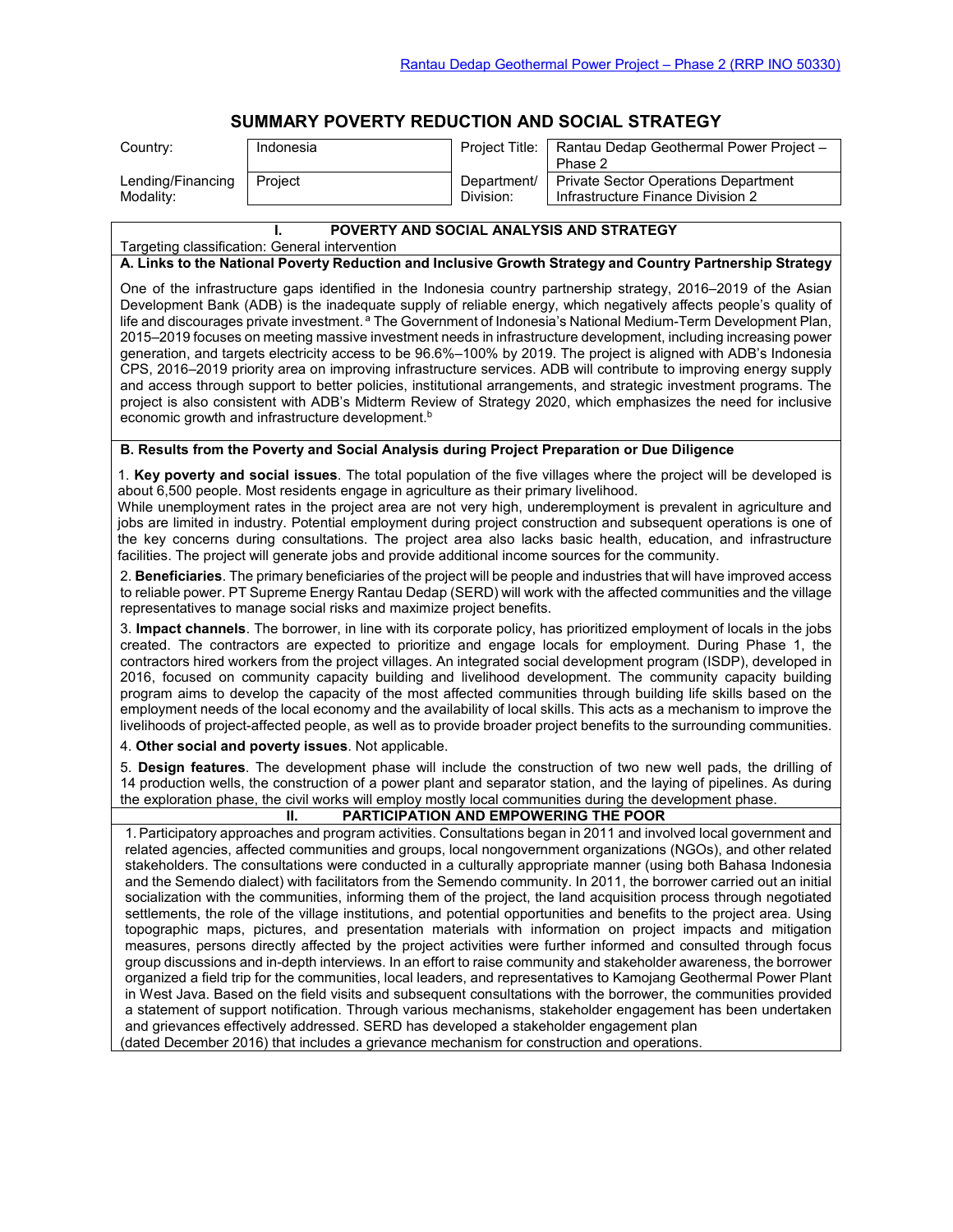# SUMMARY POVERTY REDUCTION AND SOCIAL STRATEGY

| Country: | Indonesia | Project Title: | Rantau Dedap Geothermal Power Project – Phase 2 |
|---|---|---|---|
| Lending/Financing Modality: | Project | Department/ Division: | Private Sector Operations Department Infrastructure Finance Division 2 |

## I. POVERTY AND SOCIAL ANALYSIS AND STRATEGY

Targeting classification: General intervention

### A. Links to the National Poverty Reduction and Inclusive Growth Strategy and Country Partnership Strategy

One of the infrastructure gaps identified in the Indonesia country partnership strategy, 2016–2019 of the Asian Development Bank (ADB) is the inadequate supply of reliable energy, which negatively affects people's quality of life and discourages private investment.[a] The Government of Indonesia's National Medium-Term Development Plan, 2015–2019 focuses on meeting massive investment needs in infrastructure development, including increasing power generation, and targets electricity access to be 96.6%–100% by 2019. The project is aligned with ADB's Indonesia CPS, 2016–2019 priority area on improving infrastructure services. ADB will contribute to improving energy supply and access through support to better policies, institutional arrangements, and strategic investment programs. The project is also consistent with ADB's Midterm Review of Strategy 2020, which emphasizes the need for inclusive economic growth and infrastructure development.[b]

### B. Results from the Poverty and Social Analysis during Project Preparation or Due Diligence

1. **Key poverty and social issues**. The total population of the five villages where the project will be developed is about 6,500 people. Most residents engage in agriculture as their primary livelihood.
While unemployment rates in the project area are not very high, underemployment is prevalent in agriculture and jobs are limited in industry. Potential employment during project construction and subsequent operations is one of the key concerns during consultations. The project area also lacks basic health, education, and infrastructure facilities. The project will generate jobs and provide additional income sources for the community.

2. **Beneficiaries**. The primary beneficiaries of the project will be people and industries that will have improved access to reliable power. PT Supreme Energy Rantau Dedap (SERD) will work with the affected communities and the village representatives to manage social risks and maximize project benefits.

3. **Impact channels**. The borrower, in line with its corporate policy, has prioritized employment of locals in the jobs created. The contractors are expected to prioritize and engage locals for employment. During Phase 1, the contractors hired workers from the project villages. An integrated social development program (ISDP), developed in 2016, focused on community capacity building and livelihood development. The community capacity building program aims to develop the capacity of the most affected communities through building life skills based on the employment needs of the local economy and the availability of local skills. This acts as a mechanism to improve the livelihoods of project-affected people, as well as to provide broader project benefits to the surrounding communities.

4. **Other social and poverty issues**. Not applicable.

5. **Design features**. The development phase will include the construction of two new well pads, the drilling of 14 production wells, the construction of a power plant and separator station, and the laying of pipelines. As during the exploration phase, the civil works will employ mostly local communities during the development phase.

## II. PARTICIPATION AND EMPOWERING THE POOR

1. Participatory approaches and program activities. Consultations began in 2011 and involved local government and related agencies, affected communities and groups, local nongovernment organizations (NGOs), and other related stakeholders. The consultations were conducted in a culturally appropriate manner (using both Bahasa Indonesia and the Semendo dialect) with facilitators from the Semendo community. In 2011, the borrower carried out an initial socialization with the communities, informing them of the project, the land acquisition process through negotiated settlements, the role of the village institutions, and potential opportunities and benefits to the project area. Using topographic maps, pictures, and presentation materials with information on project impacts and mitigation measures, persons directly affected by the project activities were further informed and consulted through focus group discussions and in-depth interviews. In an effort to raise community and stakeholder awareness, the borrower organized a field trip for the communities, local leaders, and representatives to Kamojang Geothermal Power Plant in West Java. Based on the field visits and subsequent consultations with the borrower, the communities provided a statement of support notification. Through various mechanisms, stakeholder engagement has been undertaken and grievances effectively addressed. SERD has developed a stakeholder engagement plan (dated December 2016) that includes a grievance mechanism for construction and operations.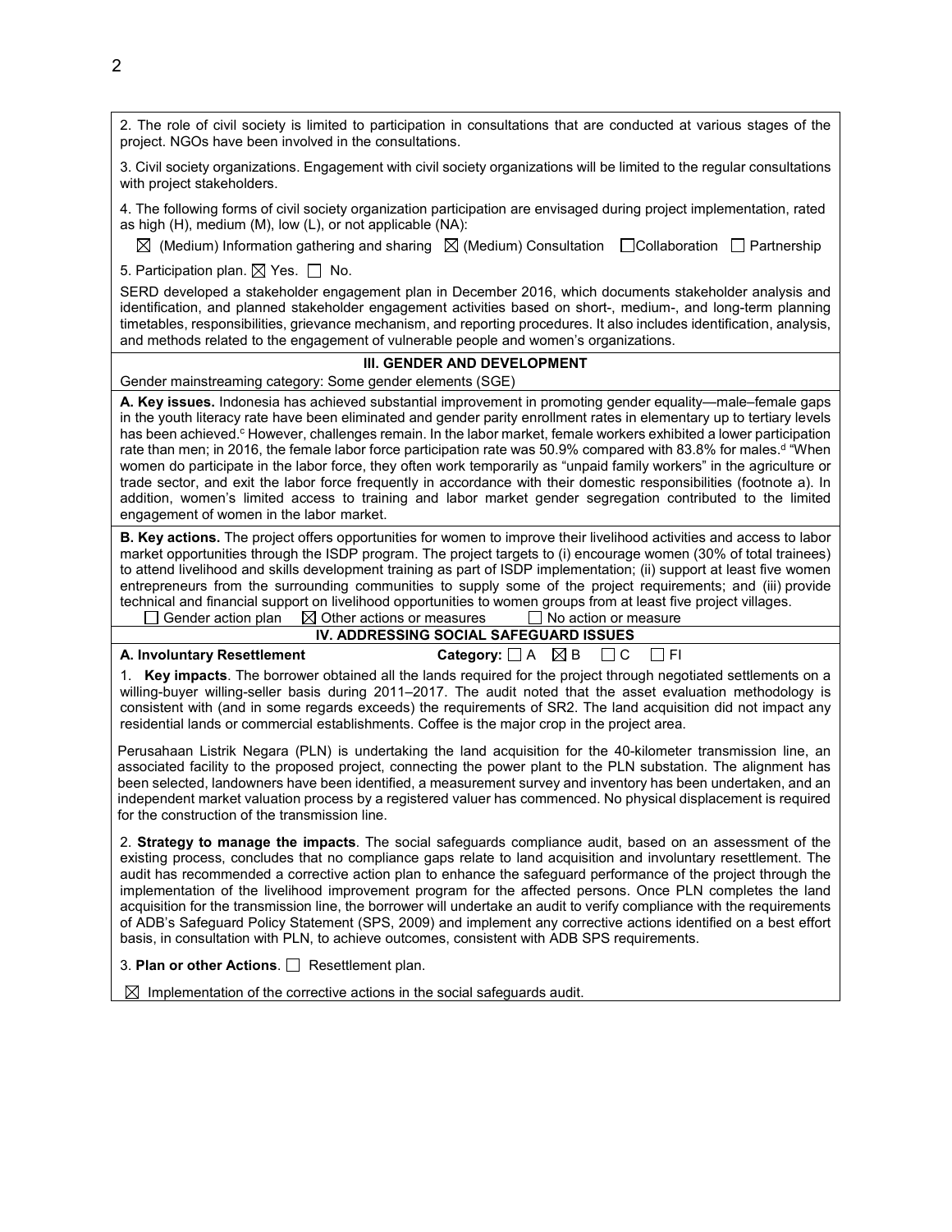2. The role of civil society is limited to participation in consultations that are conducted at various stages of the project. NGOs have been involved in the consultations.

3. Civil society organizations. Engagement with civil society organizations will be limited to the regular consultations with project stakeholders.

4. The following forms of civil society organization participation are envisaged during project implementation, rated as high (H), medium (M), low (L), or not applicable (NA):

☒ (Medium) Information gathering and sharing ☒ (Medium) Consultation ☐ Collaboration ☐ Partnership

5. Participation plan. ☒ Yes. ☐ No.

SERD developed a stakeholder engagement plan in December 2016, which documents stakeholder analysis and identification, and planned stakeholder engagement activities based on short-, medium-, and long-term planning timetables, responsibilities, grievance mechanism, and reporting procedures. It also includes identification, analysis, and methods related to the engagement of vulnerable people and women's organizations.

### III. GENDER AND DEVELOPMENT

Gender mainstreaming category: Some gender elements (SGE)

**A. Key issues.** Indonesia has achieved substantial improvement in promoting gender equality—male–female gaps in the youth literacy rate have been eliminated and gender parity enrollment rates in elementary up to tertiary levels has been achieved.[c] However, challenges remain. In the labor market, female workers exhibited a lower participation rate than men; in 2016, the female labor force participation rate was 50.9% compared with 83.8% for males.[d] "When women do participate in the labor force, they often work temporarily as "unpaid family workers" in the agriculture or trade sector, and exit the labor force frequently in accordance with their domestic responsibilities (footnote a). In addition, women's limited access to training and labor market gender segregation contributed to the limited engagement of women in the labor market.

**B. Key actions.** The project offers opportunities for women to improve their livelihood activities and access to labor market opportunities through the ISDP program. The project targets to (i) encourage women (30% of total trainees) to attend livelihood and skills development training as part of ISDP implementation; (ii) support at least five women entrepreneurs from the surrounding communities to supply some of the project requirements; and (iii) provide technical and financial support on livelihood opportunities to women groups from at least five project villages.

☐ Gender action plan ☒ Other actions or measures ☐ No action or measure

### IV. ADDRESSING SOCIAL SAFEGUARD ISSUES

**A. Involuntary Resettlement** **Category:** ☐ A ☒ B ☐ C ☐ FI

1. **Key impacts**. The borrower obtained all the lands required for the project through negotiated settlements on a willing-buyer willing-seller basis during 2011–2017. The audit noted that the asset evaluation methodology is consistent with (and in some regards exceeds) the requirements of SR2. The land acquisition did not impact any residential lands or commercial establishments. Coffee is the major crop in the project area.

Perusahaan Listrik Negara (PLN) is undertaking the land acquisition for the 40-kilometer transmission line, an associated facility to the proposed project, connecting the power plant to the PLN substation. The alignment has been selected, landowners have been identified, a measurement survey and inventory has been undertaken, and an independent market valuation process by a registered valuer has commenced. No physical displacement is required for the construction of the transmission line.

2. **Strategy to manage the impacts**. The social safeguards compliance audit, based on an assessment of the existing process, concludes that no compliance gaps relate to land acquisition and involuntary resettlement. The audit has recommended a corrective action plan to enhance the safeguard performance of the project through the implementation of the livelihood improvement program for the affected persons. Once PLN completes the land acquisition for the transmission line, the borrower will undertake an audit to verify compliance with the requirements of ADB's Safeguard Policy Statement (SPS, 2009) and implement any corrective actions identified on a best effort basis, in consultation with PLN, to achieve outcomes, consistent with ADB SPS requirements.

3. **Plan or other Actions**. ☐ Resettlement plan.

☒ Implementation of the corrective actions in the social safeguards audit.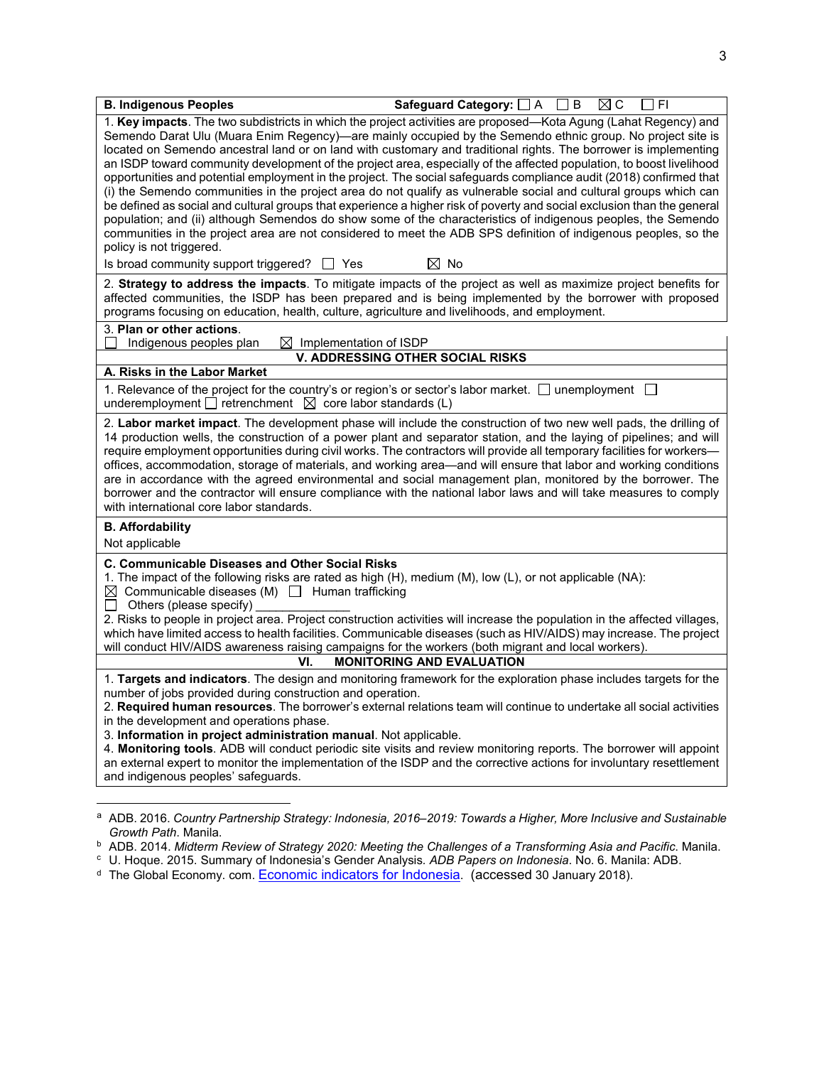**B. Indigenous Peoples** **Safeguard Category:** ☐ A ☐ B ☒ C ☐ FI

1. **Key impacts**. The two subdistricts in which the project activities are proposed—Kota Agung (Lahat Regency) and Semendo Darat Ulu (Muara Enim Regency)—are mainly occupied by the Semendo ethnic group. No project site is located on Semendo ancestral land or on land with customary and traditional rights. The borrower is implementing an ISDP toward community development of the project area, especially of the affected population, to boost livelihood opportunities and potential employment in the project. The social safeguards compliance audit (2018) confirmed that (i) the Semendo communities in the project area do not qualify as vulnerable social and cultural groups which can be defined as social and cultural groups that experience a higher risk of poverty and social exclusion than the general population; and (ii) although Semendos do show some of the characteristics of indigenous peoples, the Semendo communities in the project area are not considered to meet the ADB SPS definition of indigenous peoples, so the policy is not triggered.

Is broad community support triggered? ☐ Yes ☒ No

2. **Strategy to address the impacts**. To mitigate impacts of the project as well as maximize project benefits for affected communities, the ISDP has been prepared and is being implemented by the borrower with proposed programs focusing on education, health, culture, agriculture and livelihoods, and employment.

3. **Plan or other actions**.
☐ Indigenous peoples plan ☒ Implementation of ISDP

## V. ADDRESSING OTHER SOCIAL RISKS

**A. Risks in the Labor Market**

1. Relevance of the project for the country's or region's or sector's labor market. ☐ unemployment ☐ underemployment ☐ retrenchment ☒ core labor standards (L)

2. **Labor market impact**. The development phase will include the construction of two new well pads, the drilling of 14 production wells, the construction of a power plant and separator station, and the laying of pipelines; and will require employment opportunities during civil works. The contractors will provide all temporary facilities for workers—offices, accommodation, storage of materials, and working area—and will ensure that labor and working conditions are in accordance with the agreed environmental and social management plan, monitored by the borrower. The borrower and the contractor will ensure compliance with the national labor laws and will take measures to comply with international core labor standards.

**B. Affordability**

Not applicable

**C. Communicable Diseases and Other Social Risks**

1. The impact of the following risks are rated as high (H), medium (M), low (L), or not applicable (NA):
☒ Communicable diseases (M) ☐ Human trafficking
☐ Others (please specify) ______________

2. Risks to people in project area. Project construction activities will increase the population in the affected villages, which have limited access to health facilities. Communicable diseases (such as HIV/AIDS) may increase. The project will conduct HIV/AIDS awareness raising campaigns for the workers (both migrant and local workers).

## VI. MONITORING AND EVALUATION

1. **Targets and indicators**. The design and monitoring framework for the exploration phase includes targets for the number of jobs provided during construction and operation.
2. **Required human resources**. The borrower's external relations team will continue to undertake all social activities in the development and operations phase.
3. **Information in project administration manual**. Not applicable.
4. **Monitoring tools**. ADB will conduct periodic site visits and review monitoring reports. The borrower will appoint an external expert to monitor the implementation of the ISDP and the corrective actions for involuntary resettlement and indigenous peoples' safeguards.

---

[a] ADB. 2016. *Country Partnership Strategy: Indonesia, 2016–2019: Towards a Higher, More Inclusive and Sustainable Growth Path*. Manila.

[b] ADB. 2014. *Midterm Review of Strategy 2020: Meeting the Challenges of a Transforming Asia and Pacific*. Manila.

[c] U. Hoque. 2015. Summary of Indonesia's Gender Analysis. *ADB Papers on Indonesia*. No. 6. Manila: ADB.

[d] The Global Economy. com. Economic indicators for Indonesia. (accessed 30 January 2018).